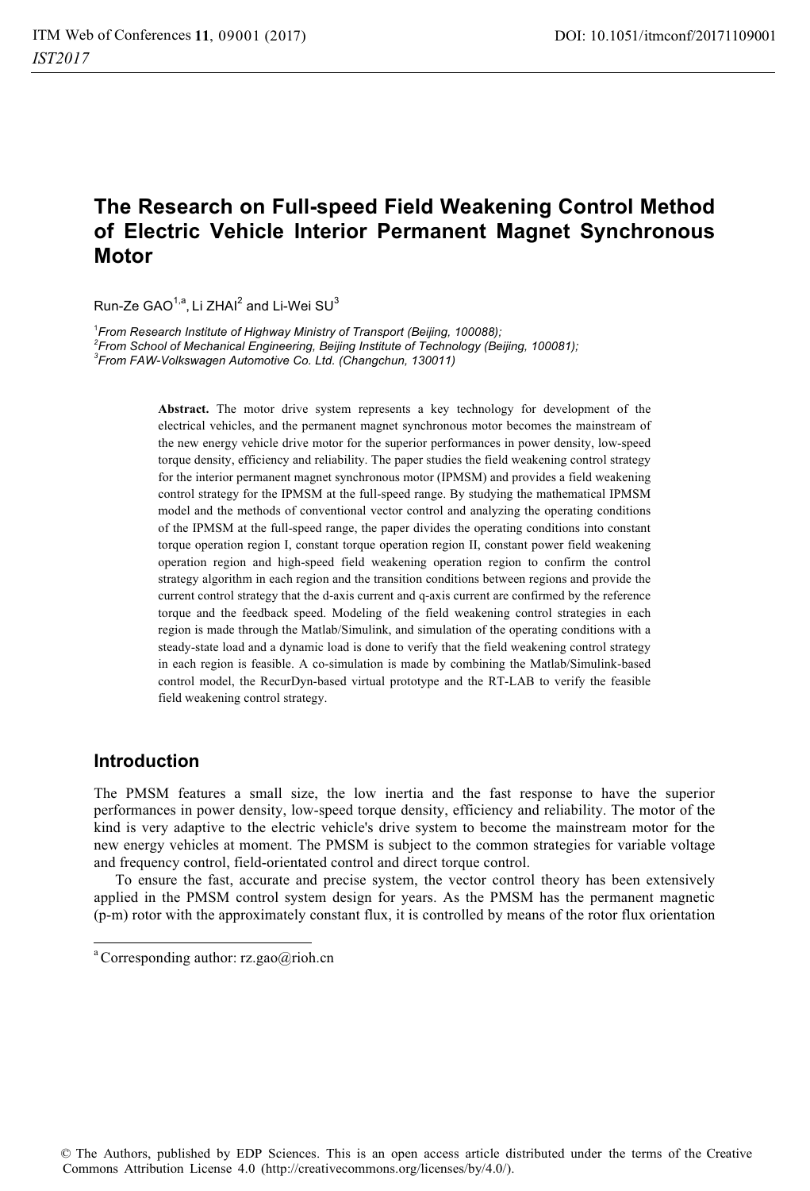# The Research on Full-speed Field Weakening Control Method of Electric Vehicle Interior Permanent Magnet Synchronous Motor

Run-Ze GAO[1,a], Li ZHAI[2] and Li-Wei SU[3]

[1] *From Research Institute of Highway Ministry of Transport (Beijing, 100088);*
[2] *From School of Mechanical Engineering, Beijing Institute of Technology (Beijing, 100081);*
[3] *From FAW-Volkswagen Automotive Co. Ltd. (Changchun, 130011)*

**Abstract.** The motor drive system represents a key technology for development of the electrical vehicles, and the permanent magnet synchronous motor becomes the mainstream of the new energy vehicle drive motor for the superior performances in power density, low-speed torque density, efficiency and reliability. The paper studies the field weakening control strategy for the interior permanent magnet synchronous motor (IPMSM) and provides a field weakening control strategy for the IPMSM at the full-speed range. By studying the mathematical IPMSM model and the methods of conventional vector control and analyzing the operating conditions of the IPMSM at the full-speed range, the paper divides the operating conditions into constant torque operation region I, constant torque operation region II, constant power field weakening operation region and high-speed field weakening operation region to confirm the control strategy algorithm in each region and the transition conditions between regions and provide the current control strategy that the d-axis current and q-axis current are confirmed by the reference torque and the feedback speed. Modeling of the field weakening control strategies in each region is made through the Matlab/Simulink, and simulation of the operating conditions with a steady-state load and a dynamic load is done to verify that the field weakening control strategy in each region is feasible. A co-simulation is made by combining the Matlab/Simulink-based control model, the RecurDyn-based virtual prototype and the RT-LAB to verify the feasible field weakening control strategy.

## Introduction

The PMSM features a small size, the low inertia and the fast response to have the superior performances in power density, low-speed torque density, efficiency and reliability. The motor of the kind is very adaptive to the electric vehicle's drive system to become the mainstream motor for the new energy vehicles at moment. The PMSM is subject to the common strategies for variable voltage and frequency control, field-orientated control and direct torque control.

To ensure the fast, accurate and precise system, the vector control theory has been extensively applied in the PMSM control system design for years. As the PMSM has the permanent magnetic (p-m) rotor with the approximately constant flux, it is controlled by means of the rotor flux orientation

[a] Corresponding author: rz.gao@rioh.cn

© The Authors, published by EDP Sciences. This is an open access article distributed under the terms of the Creative Commons Attribution License 4.0 (http://creativecommons.org/licenses/by/4.0/).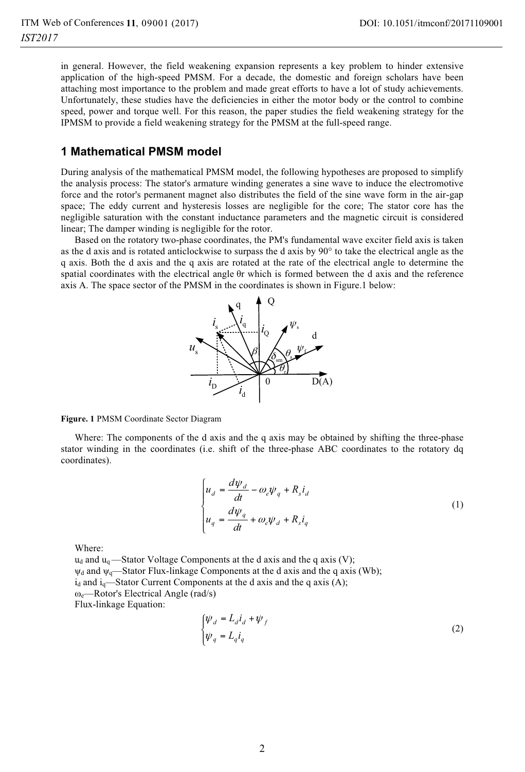in general. However, the field weakening expansion represents a key problem to hinder extensive application of the high-speed PMSM. For a decade, the domestic and foreign scholars have been attaching most importance to the problem and made great efforts to have a lot of study achievements. Unfortunately, these studies have the deficiencies in either the motor body or the control to combine speed, power and torque well. For this reason, the paper studies the field weakening strategy for the IPMSM to provide a field weakening strategy for the PMSM at the full-speed range.

## 1 Mathematical PMSM model

During analysis of the mathematical PMSM model, the following hypotheses are proposed to simplify the analysis process: The stator's armature winding generates a sine wave to induce the electromotive force and the rotor's permanent magnet also distributes the field of the sine wave form in the air-gap space; The eddy current and hysteresis losses are negligible for the core; The stator core has the negligible saturation with the constant inductance parameters and the magnetic circuit is considered linear; The damper winding is negligible for the rotor.

Based on the rotatory two-phase coordinates, the PM's fundamental wave exciter field axis is taken as the d axis and is rotated anticlockwise to surpass the d axis by 90° to take the electrical angle as the q axis. Both the d axis and the q axis are rotated at the rate of the electrical angle to determine the spatial coordinates with the electrical angle θr which is formed between the d axis and the reference axis A. The space sector of the PMSM in the coordinates is shown in Figure.1 below:

**Figure. 1** PMSM Coordinate Sector Diagram

Where: The components of the d axis and the q axis may be obtained by shifting the three-phase stator winding in the coordinates (i.e. shift of the three-phase ABC coordinates to the rotatory dq coordinates).

$$\begin{cases} u_d = \dfrac{d\psi_d}{dt} - \omega_e \psi_q + R_s i_d \\ u_q = \dfrac{d\psi_q}{dt} + \omega_e \psi_d + R_s i_q \end{cases} \tag{1}$$

Where:

$u_d$ and $u_q$—Stator Voltage Components at the d axis and the q axis (V);

$\psi_d$ and $\psi_q$—Stator Flux-linkage Components at the d axis and the q axis (Wb);

$i_d$ and $i_q$—Stator Current Components at the d axis and the q axis (A);

$\omega_e$—Rotor's Electrical Angle (rad/s)

Flux-linkage Equation:

$$\begin{cases} \psi_d = L_d i_d + \psi_f \\ \psi_q = L_q i_q \end{cases} \tag{2}$$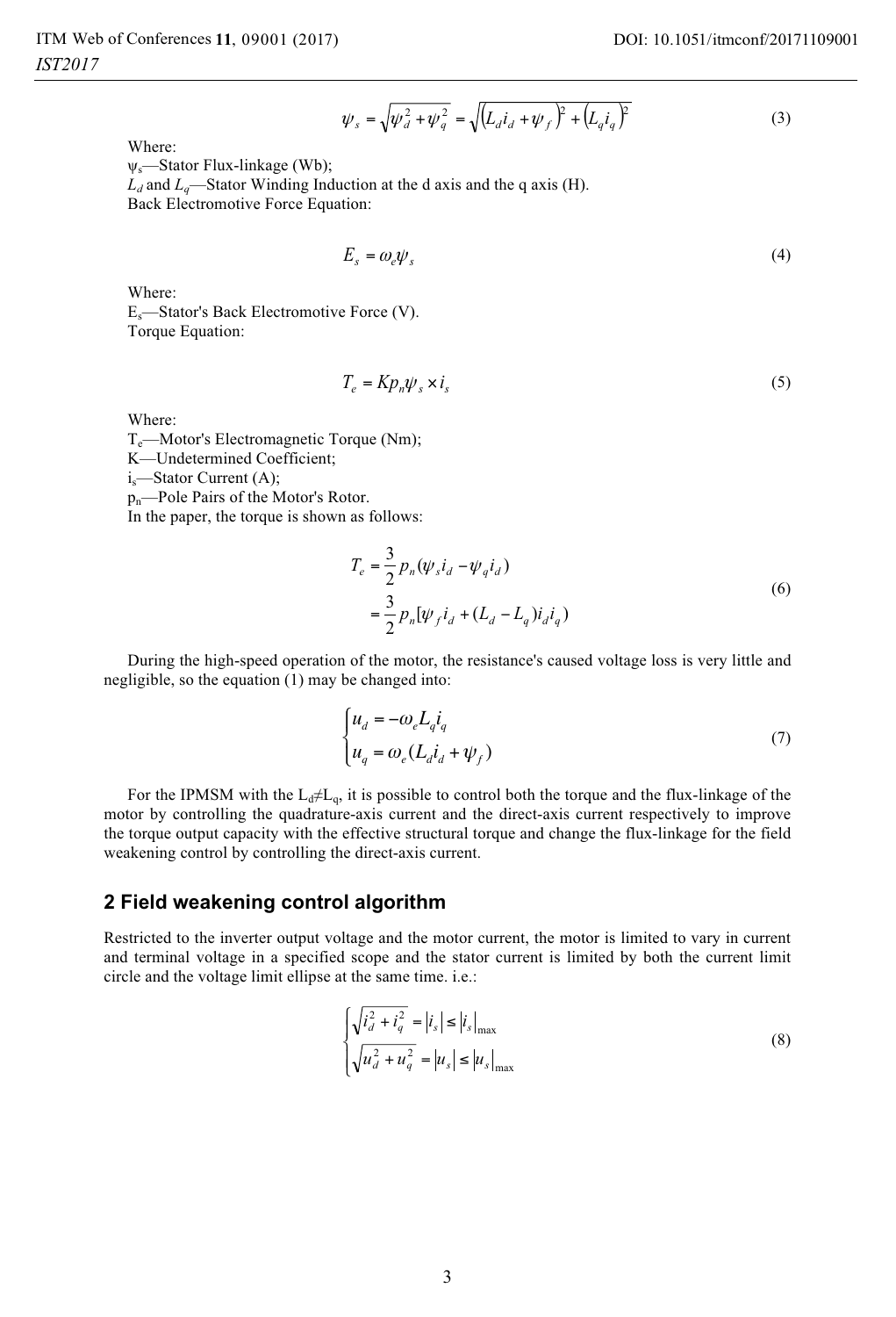$$\psi_s = \sqrt{\psi_d^2 + \psi_q^2} = \sqrt{\left(L_d i_d + \psi_f\right)^2 + \left(L_q i_q\right)^2} \tag{3}$$

Where:

$\psi_s$—Stator Flux-linkage (Wb);

$L_d$ and $L_q$—Stator Winding Induction at the d axis and the q axis (H).

Back Electromotive Force Equation:

$$E_s = \omega_e \psi_s \tag{4}$$

Where:

$E_s$—Stator's Back Electromotive Force (V).

Torque Equation:

$$T_e = K p_n \psi_s \times i_s \tag{5}$$

Where:

$T_e$—Motor's Electromagnetic Torque (Nm);

K—Undetermined Coefficient;

$i_s$—Stator Current (A);

$p_n$—Pole Pairs of the Motor's Rotor.

In the paper, the torque is shown as follows:

$$\begin{aligned} T_e &= \frac{3}{2} p_n (\psi_s i_d - \psi_q i_d) \\ &= \frac{3}{2} p_n [\psi_f i_d + (L_d - L_q) i_d i_q) \end{aligned} \tag{6}$$

During the high-speed operation of the motor, the resistance's caused voltage loss is very little and negligible, so the equation (1) may be changed into:

$$\begin{cases} u_d = -\omega_e L_q i_q \\ u_q = \omega_e (L_d i_d + \psi_f) \end{cases} \tag{7}$$

For the IPMSM with the $L_d \neq L_q$, it is possible to control both the torque and the flux-linkage of the motor by controlling the quadrature-axis current and the direct-axis current respectively to improve the torque output capacity with the effective structural torque and change the flux-linkage for the field weakening control by controlling the direct-axis current.

## 2 Field weakening control algorithm

Restricted to the inverter output voltage and the motor current, the motor is limited to vary in current and terminal voltage in a specified scope and the stator current is limited by both the current limit circle and the voltage limit ellipse at the same time. i.e.:

$$\begin{cases} \sqrt{i_d^2 + i_q^2} = \left|i_s\right| \leq \left|i_s\right|_{\max} \\ \sqrt{u_d^2 + u_q^2} = \left|u_s\right| \leq \left|u_s\right|_{\max} \end{cases} \tag{8}$$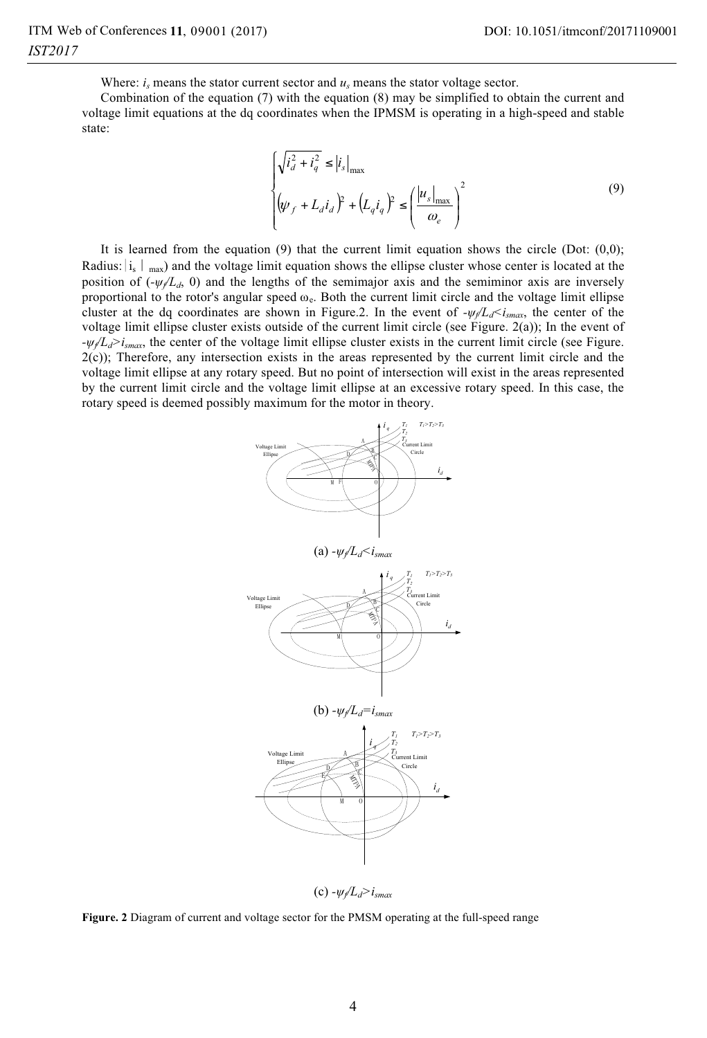Where: $i_s$ means the stator current sector and $u_s$ means the stator voltage sector.

Combination of the equation (7) with the equation (8) may be simplified to obtain the current and voltage limit equations at the dq coordinates when the IPMSM is operating in a high-speed and stable state:

$$
\begin{cases}
\sqrt{i_d^2 + i_q^2} \leq |i_s|_{\max} \\
(\psi_f + L_d i_d)^2 + (L_q i_q)^2 \leq \left( \dfrac{|u_s|_{\max}}{\omega_e} \right)^2
\end{cases}
\tag{9}
$$

It is learned from the equation (9) that the current limit equation shows the circle (Dot: (0,0); Radius: $|i_s|_{\max}$) and the voltage limit equation shows the ellipse cluster whose center is located at the position of $(-\psi_f/L_d, 0)$ and the lengths of the semimajor axis and the semiminor axis are inversely proportional to the rotor's angular speed $\omega_e$. Both the current limit circle and the voltage limit ellipse cluster at the dq coordinates are shown in Figure.2. In the event of $-\psi_f/L_d<i_{smax}$, the center of the voltage limit ellipse cluster exists outside of the current limit circle (see Figure. 2(a)); In the event of $-\psi_f/L_d>i_{smax}$, the center of the voltage limit ellipse cluster exists in the current limit circle (see Figure. 2(c)); Therefore, any intersection exists in the areas represented by the current limit circle and the voltage limit ellipse at any rotary speed. But no point of intersection will exist in the areas represented by the current limit circle and the voltage limit ellipse at an excessive rotary speed. In this case, the rotary speed is deemed possibly maximum for the motor in theory.

(a) $-\psi_f/L_d<i_{smax}$

(b) $-\psi_f/L_d=i_{smax}$

(c) $-\psi_f/L_d>i_{smax}$

**Figure. 2** Diagram of current and voltage sector for the PMSM operating at the full-speed range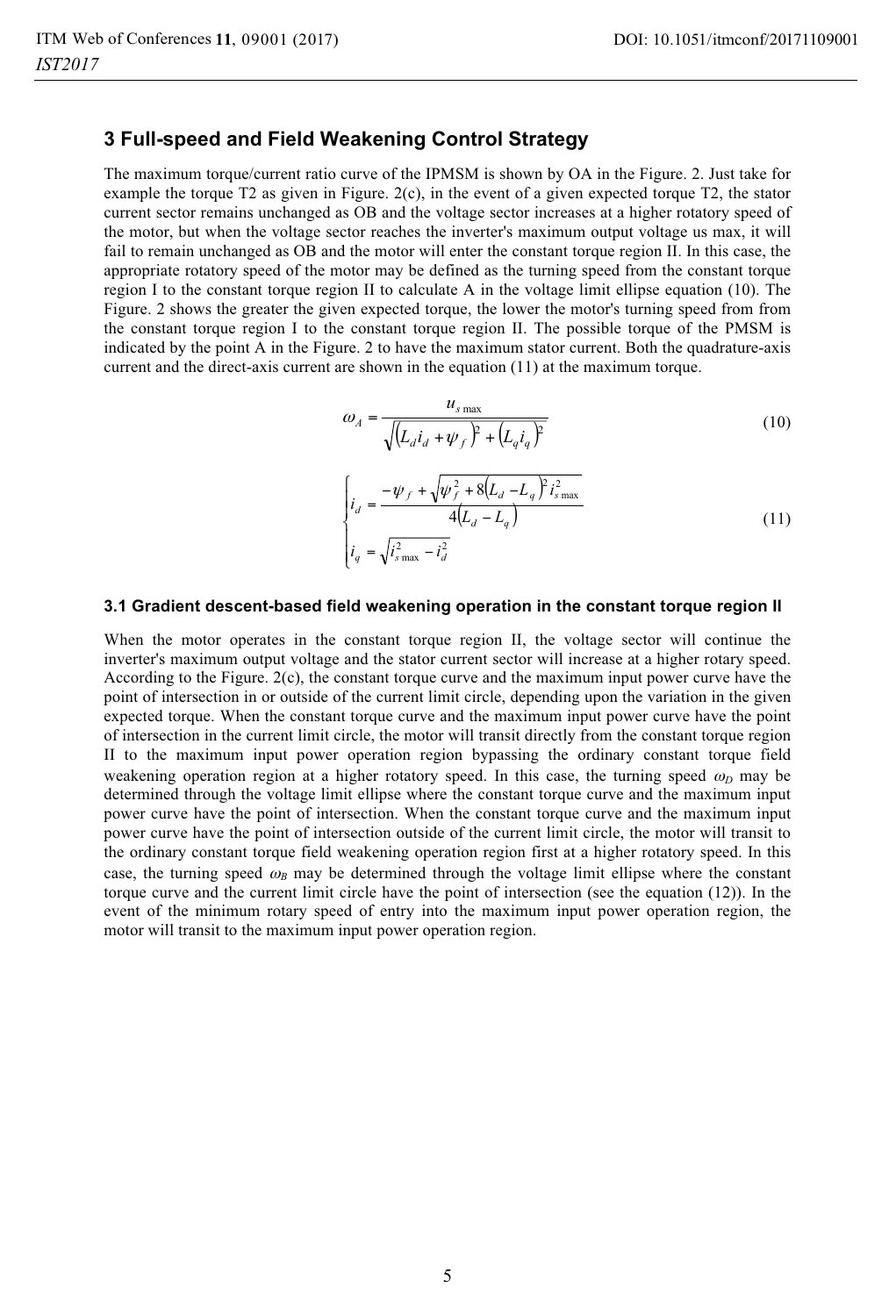## 3 Full-speed and Field Weakening Control Strategy

The maximum torque/current ratio curve of the IPMSM is shown by OA in the Figure. 2. Just take for example the torque T2 as given in Figure. 2(c), in the event of a given expected torque T2, the stator current sector remains unchanged as OB and the voltage sector increases at a higher rotatory speed of the motor, but when the voltage sector reaches the inverter's maximum output voltage us max, it will fail to remain unchanged as OB and the motor will enter the constant torque region II. In this case, the appropriate rotatory speed of the motor may be defined as the turning speed from the constant torque region I to the constant torque region II to calculate A in the voltage limit ellipse equation (10). The Figure. 2 shows the greater the given expected torque, the lower the motor's turning speed from from the constant torque region I to the constant torque region II. The possible torque of the PMSM is indicated by the point A in the Figure. 2 to have the maximum stator current. Both the quadrature-axis current and the direct-axis current are shown in the equation (11) at the maximum torque.

$$\omega_A = \frac{u_{s\max}}{\sqrt{\left(L_d i_d + \psi_f\right)^2 + \left(L_q i_q\right)^2}} \tag{10}$$

$$\begin{cases} i_d = \dfrac{-\psi_f + \sqrt{\psi_f^2 + 8\left(L_d - L_q\right)^2 i_{s\max}^2}}{4\left(L_d - L_q\right)} \\ i_q = \sqrt{i_{s\max}^2 - i_d^2} \end{cases} \tag{11}$$

### 3.1 Gradient descent-based field weakening operation in the constant torque region II

When the motor operates in the constant torque region II, the voltage sector will continue the inverter's maximum output voltage and the stator current sector will increase at a higher rotary speed. According to the Figure. 2(c), the constant torque curve and the maximum input power curve have the point of intersection in or outside of the current limit circle, depending upon the variation in the given expected torque. When the constant torque curve and the maximum input power curve have the point of intersection in the current limit circle, the motor will transit directly from the constant torque region II to the maximum input power operation region bypassing the ordinary constant torque field weakening operation region at a higher rotatory speed. In this case, the turning speed $\omega_D$ may be determined through the voltage limit ellipse where the constant torque curve and the maximum input power curve have the point of intersection. When the constant torque curve and the maximum input power curve have the point of intersection outside of the current limit circle, the motor will transit to the ordinary constant torque field weakening operation region first at a higher rotatory speed. In this case, the turning speed $\omega_B$ may be determined through the voltage limit ellipse where the constant torque curve and the current limit circle have the point of intersection (see the equation (12)). In the event of the minimum rotary speed of entry into the maximum input power operation region, the motor will transit to the maximum input power operation region.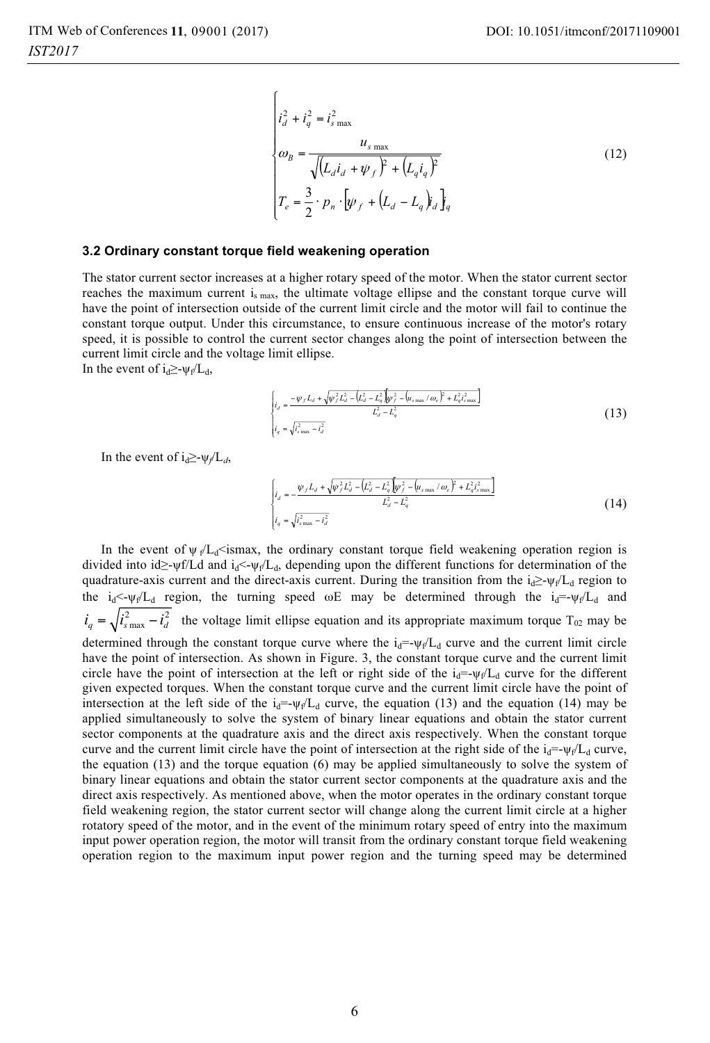$$
\begin{cases}
i_d^2 + i_q^2 = i_{s\max}^2 \\
\omega_B = \dfrac{u_{s\max}}{\sqrt{\left(L_d i_d + \psi_f\right)^2 + \left(L_q i_q\right)^2}} \\
T_e = \dfrac{3}{2} \cdot p_n \cdot \left[\psi_f + \left(L_d - L_q\right) i_d\right] i_q
\end{cases}
\tag{12}
$$

### 3.2 Ordinary constant torque field weakening operation

The stator current sector increases at a higher rotary speed of the motor. When the stator current sector reaches the maximum current $i_{s\max}$, the ultimate voltage ellipse and the constant torque curve will have the point of intersection outside of the current limit circle and the motor will fail to continue the constant torque output. Under this circumstance, to ensure continuous increase of the motor's rotary speed, it is possible to control the current sector changes along the point of intersection between the current limit circle and the voltage limit ellipse.

In the event of $i_d \geq -\psi_f/L_d$,

$$
\begin{cases}
i_d = \dfrac{-\psi_f L_d + \sqrt{\psi_f^2 L_d^2 - \left(L_d^2 - L_q^2\right)\left[\psi_f^2 - \left(u_{s\max}/\omega_e\right)^2 + L_q^2 i_{s\max}^2\right]}}{L_d^2 - L_q^2} \\
i_q = \sqrt{i_{s\max}^2 - i_d^2}
\end{cases}
\tag{13}
$$

In the event of $i_d \geq -\psi_f/L_d$,

$$
\begin{cases}
i_d = -\dfrac{\psi_f L_d + \sqrt{\psi_f^2 L_d^2 - \left(L_d^2 - L_q^2\right)\left[\psi_f^2 - \left(u_{s\max}/\omega_e\right)^2 + L_q^2 i_{s\max}^2\right]}}{L_d^2 - L_q^2} \\
i_q = \sqrt{i_{s\max}^2 - i_d^2}
\end{cases}
\tag{14}
$$

In the event of $\psi_f/L_d < i_{s\max}$, the ordinary constant torque field weakening operation region is divided into $i_d \geq -\psi_f/L_d$ and $i_d < -\psi_f/L_d$, depending upon the different functions for determination of the quadrature-axis current and the direct-axis current. During the transition from the $i_d \geq -\psi_f/L_d$ region to the $i_d < -\psi_f/L_d$ region, the turning speed $\omega_E$ may be determined through the $i_d = -\psi_f/L_d$ and $i_q = \sqrt{i_{s\max}^2 - i_d^2}$ the voltage limit ellipse equation and its appropriate maximum torque $T_{02}$ may be determined through the constant torque curve where the $i_d = -\psi_f/L_d$ curve and the current limit circle have the point of intersection. As shown in Figure. 3, the constant torque curve and the current limit circle have the point of intersection at the left or right side of the $i_d = -\psi_f/L_d$ curve for the different given expected torques. When the constant torque curve and the current limit circle have the point of intersection at the left side of the $i_d = -\psi_f/L_d$ curve, the equation (13) and the equation (14) may be applied simultaneously to solve the system of binary linear equations and obtain the stator current sector components at the quadrature axis and the direct axis respectively. When the constant torque curve and the current limit circle have the point of intersection at the right side of the $i_d = -\psi_f/L_d$ curve, the equation (13) and the torque equation (6) may be applied simultaneously to solve the system of binary linear equations and obtain the stator current sector components at the quadrature axis and the direct axis respectively. As mentioned above, when the motor operates in the ordinary constant torque field weakening region, the stator current sector will change along the current limit circle at a higher rotatory speed of the motor, and in the event of the minimum rotary speed of entry into the maximum input power operation region, the motor will transit from the ordinary constant torque field weakening operation region to the maximum input power region and the turning speed may be determined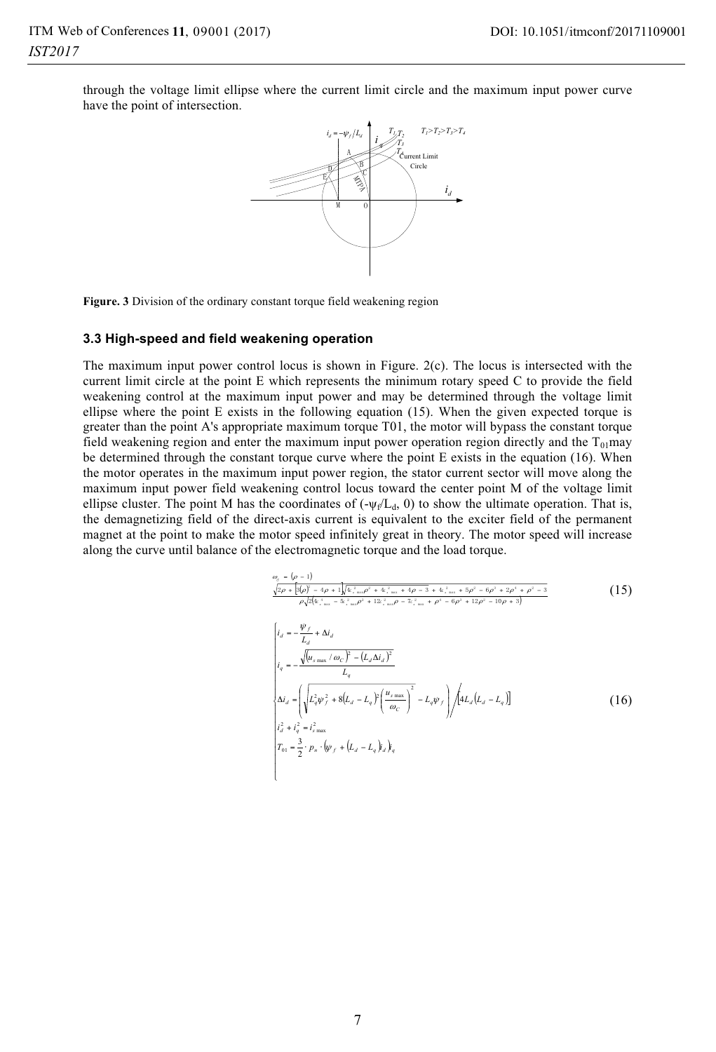through the voltage limit ellipse where the current limit circle and the maximum input power curve have the point of intersection.

**Figure. 3** Division of the ordinary constant torque field weakening region

### 3.3 High-speed and field weakening operation

The maximum input power control locus is shown in Figure. 2(c). The locus is intersected with the current limit circle at the point E which represents the minimum rotary speed C to provide the field weakening control at the maximum input power and may be determined through the voltage limit ellipse where the point E exists in the following equation (15). When the given expected torque is greater than the point A's appropriate maximum torque T01, the motor will bypass the constant torque field weakening region and enter the maximum input power operation region directly and the $T_{01}$may be determined through the constant torque curve where the point E exists in the equation (16). When the motor operates in the maximum input power region, the stator current sector will move along the maximum input power field weakening control locus toward the center point M of the voltage limit ellipse cluster. The point M has the coordinates of $(-\psi_f/L_d, 0)$ to show the ultimate operation. That is, the demagnetizing field of the direct-axis current is equivalent to the exciter field of the permanent magnet at the point to make the motor speed infinitely great in theory. The motor speed will increase along the curve until balance of the electromagnetic torque and the load torque.

$$\omega_c = (\rho - 1)\frac{\sqrt{2\rho + \left[3(\rho)^2 - 4\rho + 1\right]\sqrt{4c_{s\max}^2\rho^2 + 4c_{s\max}^2 + 4\rho - 3} + 4c_{s\max}^4 + 5\rho^2 - 6\rho^3 + 2\rho^4 + \rho^2 - 3}}{\rho\sqrt{2\left(4c_{s\max}^4 - 5c_{s\max}^2\rho^2 + 12c_{s\max}^2\rho - 7c_{s\max}^2 + \rho^4 - 6\rho^3 + 12\rho^2 - 10\rho + 3\right)}} \tag{15}$$

$$\begin{cases} i_d = -\dfrac{\psi_f}{L_d} + \Delta i_d \\ i_q = -\dfrac{\sqrt{\left(u_{s\max}/\omega_C\right)^2 - \left(L_d \Delta i_d\right)^2}}{L_q} \\ \Delta i_d = \left(\sqrt{L_q^2\psi_f^2 + 8\left(L_d - L_q\right)^2\left(\dfrac{u_{s\max}}{\omega_C}\right)^2} - L_q\psi_f\right) \Big/ \left[4L_d\left(L_d - L_q\right)\right] \\ i_d^2 + i_q^2 = i_{s\max}^2 \\ T_{01} = \dfrac{3}{2}\cdot p_n \cdot \left(\psi_f + \left(L_d - L_q\right)i_d\right)i_q \end{cases} \tag{16}$$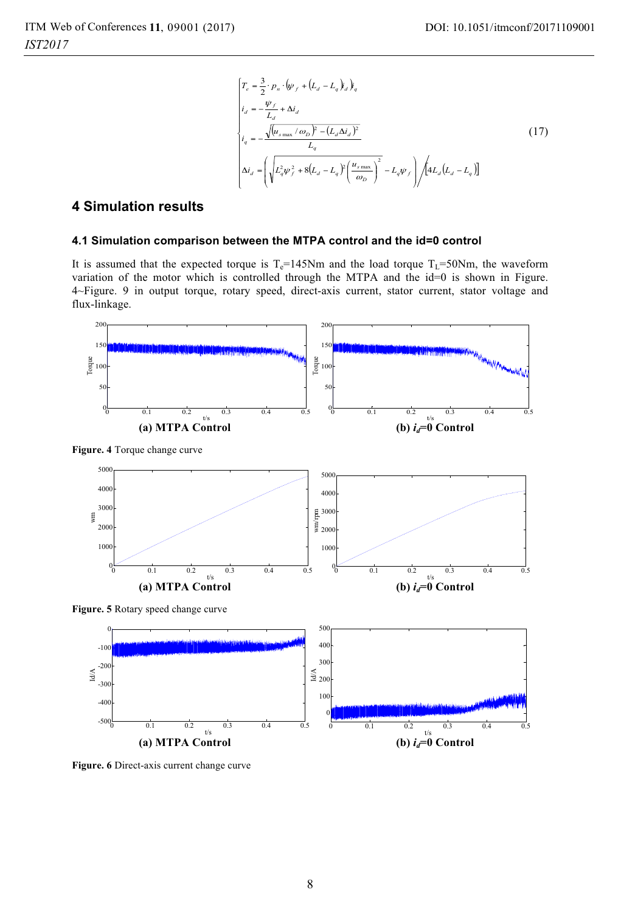$$
\begin{cases}
T_e = \dfrac{3}{2} \cdot p_n \cdot \left(\psi_f + \left(L_d - L_q\right) i_d\right) i_q \\
i_d = -\dfrac{\psi_f}{L_d} + \Delta i_d \\
i_q = -\dfrac{\sqrt{\left(u_{s\max} / \omega_D\right)^2 - \left(L_d \Delta i_d\right)^2}}{L_q} \\
\Delta i_d = \left(\sqrt{L_q^2 \psi_f^2 + 8\left(L_d - L_q\right)^2 \left(\dfrac{u_{s\max}}{\omega_D}\right)^2} - L_q \psi_f\right) \Big/ \left[4 L_d \left(L_d - L_q\right)\right]
\end{cases}
\tag{17}
$$

# 4 Simulation results

## 4.1 Simulation comparison between the MTPA control and the id=0 control

It is assumed that the expected torque is $T_e$=145Nm and the load torque $T_L$=50Nm, the waveform variation of the motor which is controlled through the MTPA and the id=0 is shown in Figure. 4~Figure. 9 in output torque, rotary speed, direct-axis current, stator current, stator voltage and flux-linkage.

**(a) MTPA Control** **(b) $i_d$=0 Control**

**Figure. 4** Torque change curve

**(a) MTPA Control** **(b) $i_d$=0 Control**

**Figure. 5** Rotary speed change curve

**(a) MTPA Control** **(b) $i_d$=0 Control**

**Figure. 6** Direct-axis current change curve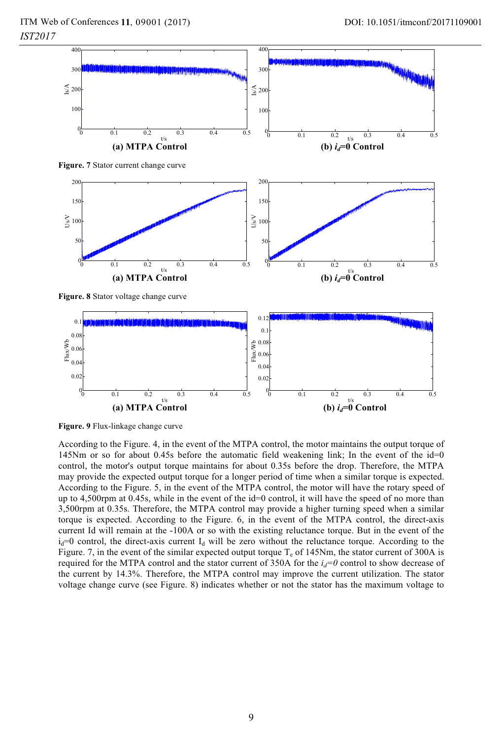Figure. 7 Stator current change curve

Figure. 8 Stator voltage change curve

Figure. 9 Flux-linkage change curve

According to the Figure. 4, in the event of the MTPA control, the motor maintains the output torque of 145Nm or so for about 0.45s before the automatic field weakening link; In the event of the id=0 control, the motor's output torque maintains for about 0.35s before the drop. Therefore, the MTPA may provide the expected output torque for a longer period of time when a similar torque is expected. According to the Figure. 5, in the event of the MTPA control, the motor will have the rotary speed of up to 4,500rpm at 0.45s, while in the event of the id=0 control, it will have the speed of no more than 3,500rpm at 0.35s. Therefore, the MTPA control may provide a higher turning speed when a similar torque is expected. According to the Figure. 6, in the event of the MTPA control, the direct-axis current Id will remain at the -100A or so with the existing reluctance torque. But in the event of the $i_d$=0 control, the direct-axis current $I_d$ will be zero without the reluctance torque. According to the Figure. 7, in the event of the similar expected output torque $T_e$ of 145Nm, the stator current of 300A is required for the MTPA control and the stator current of 350A for the $i_d=0$ control to show decrease of the current by 14.3%. Therefore, the MTPA control may improve the current utilization. The stator voltage change curve (see Figure. 8) indicates whether or not the stator has the maximum voltage to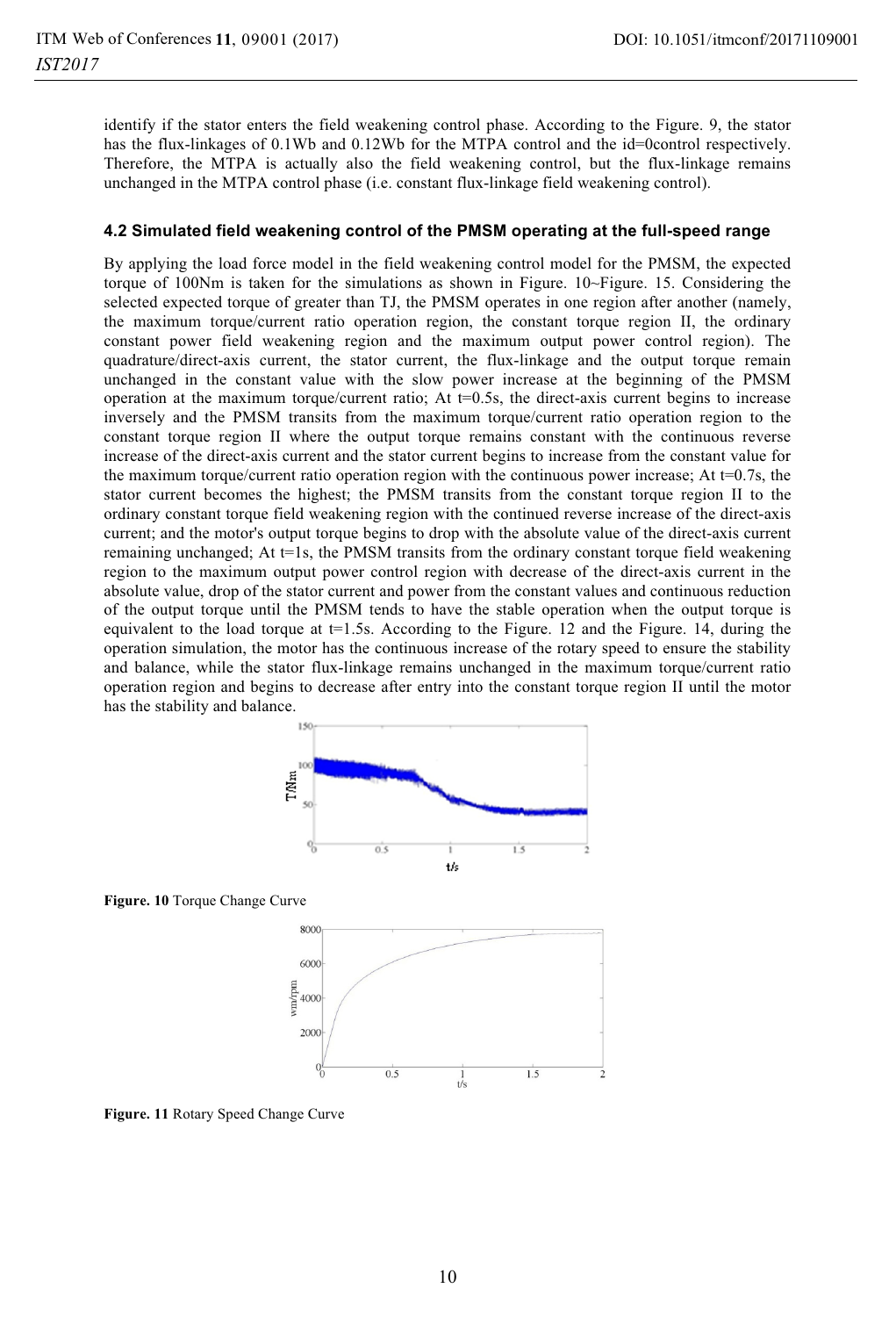identify if the stator enters the field weakening control phase. According to the Figure. 9, the stator has the flux-linkages of 0.1Wb and 0.12Wb for the MTPA control and the id=0control respectively. Therefore, the MTPA is actually also the field weakening control, but the flux-linkage remains unchanged in the MTPA control phase (i.e. constant flux-linkage field weakening control).

### 4.2 Simulated field weakening control of the PMSM operating at the full-speed range

By applying the load force model in the field weakening control model for the PMSM, the expected torque of 100Nm is taken for the simulations as shown in Figure. 10~Figure. 15. Considering the selected expected torque of greater than TJ, the PMSM operates in one region after another (namely, the maximum torque/current ratio operation region, the constant torque region II, the ordinary constant power field weakening region and the maximum output power control region). The quadrature/direct-axis current, the stator current, the flux-linkage and the output torque remain unchanged in the constant value with the slow power increase at the beginning of the PMSM operation at the maximum torque/current ratio; At t=0.5s, the direct-axis current begins to increase inversely and the PMSM transits from the maximum torque/current ratio operation region to the constant torque region II where the output torque remains constant with the continuous reverse increase of the direct-axis current and the stator current begins to increase from the constant value for the maximum torque/current ratio operation region with the continuous power increase; At t=0.7s, the stator current becomes the highest; the PMSM transits from the constant torque region II to the ordinary constant torque field weakening region with the continued reverse increase of the direct-axis current; and the motor's output torque begins to drop with the absolute value of the direct-axis current remaining unchanged; At t=1s, the PMSM transits from the ordinary constant torque field weakening region to the maximum output power control region with decrease of the direct-axis current in the absolute value, drop of the stator current and power from the constant values and continuous reduction of the output torque until the PMSM tends to have the stable operation when the output torque is equivalent to the load torque at t=1.5s. According to the Figure. 12 and the Figure. 14, during the operation simulation, the motor has the continuous increase of the rotary speed to ensure the stability and balance, while the stator flux-linkage remains unchanged in the maximum torque/current ratio operation region and begins to decrease after entry into the constant torque region II until the motor has the stability and balance.

**Figure. 10** Torque Change Curve

**Figure. 11** Rotary Speed Change Curve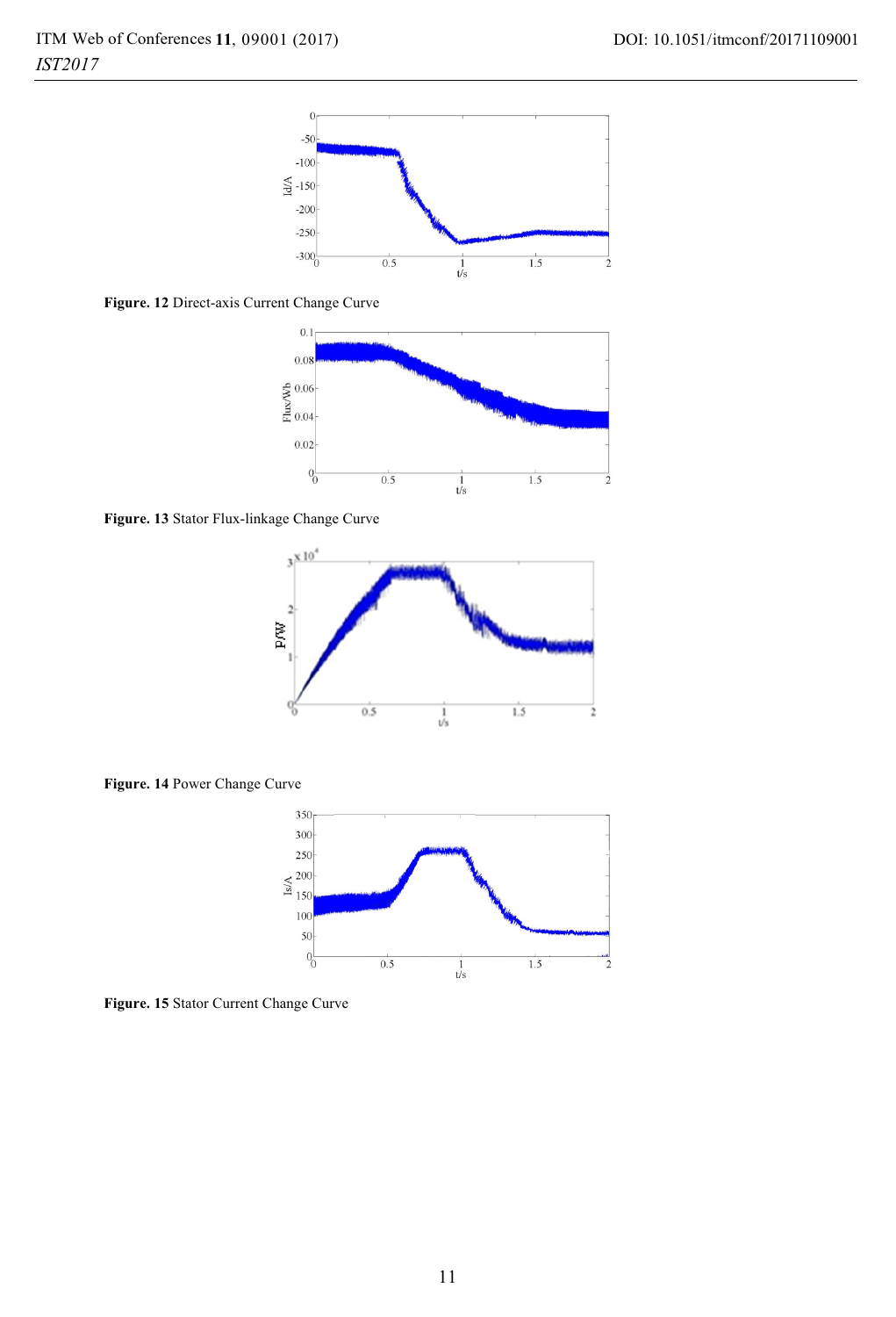**Figure. 12** Direct-axis Current Change Curve

**Figure. 13** Stator Flux-linkage Change Curve

**Figure. 14** Power Change Curve

**Figure. 15** Stator Current Change Curve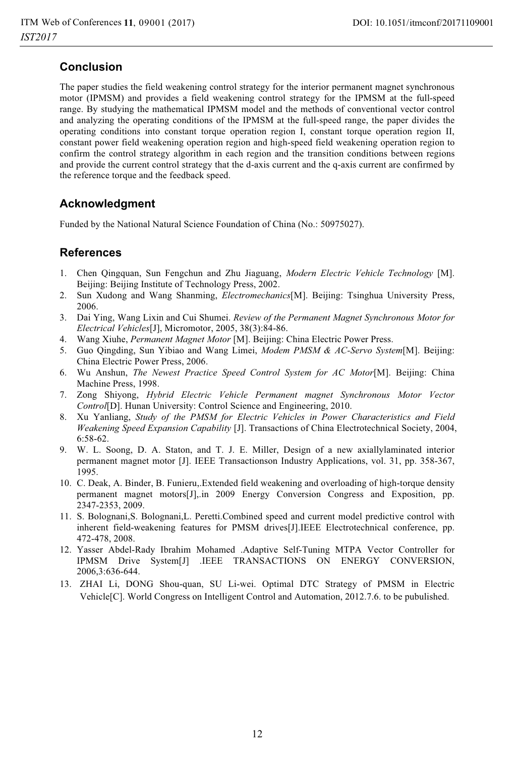## Conclusion

The paper studies the field weakening control strategy for the interior permanent magnet synchronous motor (IPMSM) and provides a field weakening control strategy for the IPMSM at the full-speed range. By studying the mathematical IPMSM model and the methods of conventional vector control and analyzing the operating conditions of the IPMSM at the full-speed range, the paper divides the operating conditions into constant torque operation region I, constant torque operation region II, constant power field weakening operation region and high-speed field weakening operation region to confirm the control strategy algorithm in each region and the transition conditions between regions and provide the current control strategy that the d-axis current and the q-axis current are confirmed by the reference torque and the feedback speed.

## Acknowledgment

Funded by the National Natural Science Foundation of China (No.: 50975027).

## References

1. Chen Qingquan, Sun Fengchun and Zhu Jiaguang, *Modern Electric Vehicle Technology* [M]. Beijing: Beijing Institute of Technology Press, 2002.
2. Sun Xudong and Wang Shanming, *Electromechanics*[M]. Beijing: Tsinghua University Press, 2006.
3. Dai Ying, Wang Lixin and Cui Shumei. *Review of the Permanent Magnet Synchronous Motor for Electrical Vehicles*[J], Micromotor, 2005, 38(3):84-86.
4. Wang Xiuhe, *Permanent Magnet Motor* [M]. Beijing: China Electric Power Press.
5. Guo Qingding, Sun Yibiao and Wang Limei, *Modem PMSM & AC-Servo System*[M]. Beijing: China Electric Power Press, 2006.
6. Wu Anshun, *The Newest Practice Speed Control System for AC Motor*[M]. Beijing: China Machine Press, 1998.
7. Zong Shiyong, *Hybrid Electric Vehicle Permanent magnet Synchronous Motor Vector Control*[D]. Hunan University: Control Science and Engineering, 2010.
8. Xu Yanliang, *Study of the PMSM for Electric Vehicles in Power Characteristics and Field Weakening Speed Expansion Capability* [J]. Transactions of China Electrotechnical Society, 2004, 6:58-62.
9. W. L. Soong, D. A. Staton, and T. J. E. Miller, Design of a new axiallylaminated interior permanent magnet motor [J]. IEEE Transactionson Industry Applications, vol. 31, pp. 358-367, 1995.
10. C. Deak, A. Binder, B. Funieru,.Extended field weakening and overloading of high-torque density permanent magnet motors[J],.in 2009 Energy Conversion Congress and Exposition, pp. 2347-2353, 2009.
11. S. Bolognani,S. Bolognani,L. Peretti.Combined speed and current model predictive control with inherent field-weakening features for PMSM drives[J].IEEE Electrotechnical conference, pp. 472-478, 2008.
12. Yasser Abdel-Rady Ibrahim Mohamed .Adaptive Self-Tuning MTPA Vector Controller for IPMSM Drive System[J] .IEEE TRANSACTIONS ON ENERGY CONVERSION, 2006,3:636-644.
13. ZHAI Li, DONG Shou-quan, SU Li-wei. Optimal DTC Strategy of PMSM in Electric Vehicle[C]. World Congress on Intelligent Control and Automation, 2012.7.6. to be pubulished.